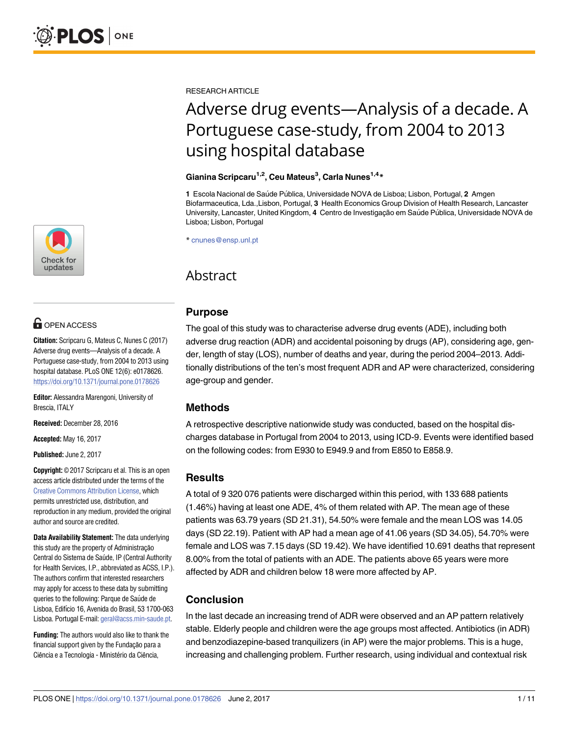RESEARCH ARTICLE

# Adverse drug events—Analysis of a decade. A Portuguese case-study, from 2004 to 2013 using hospital database

**Gianina Scripcaru[1,2], Ceu Mateus[3], Carla Nunes[1,4]***

**1** Escola Nacional de Saúde Pública, Universidade NOVA de Lisboa; Lisbon, Portugal, **2** Amgen Biofarmaceutica, Lda.,Lisbon, Portugal, **3** Health Economics Group Division of Health Research, Lancaster University, Lancaster, United Kingdom, **4** Centro de Investigação em Saúde Pública, Universidade NOVA de Lisboa; Lisbon, Portugal

* cnunes@ensp.unl.pt

OPEN ACCESS

**Citation:** Scripcaru G, Mateus C, Nunes C (2017) Adverse drug events—Analysis of a decade. A Portuguese case-study, from 2004 to 2013 using hospital database. PLoS ONE 12(6): e0178626. https://doi.org/10.1371/journal.pone.0178626

**Editor:** Alessandra Marengoni, University of Brescia, ITALY

**Received:** December 28, 2016

**Accepted:** May 16, 2017

**Published:** June 2, 2017

**Copyright:** © 2017 Scripcaru et al. This is an open access article distributed under the terms of the Creative Commons Attribution License, which permits unrestricted use, distribution, and reproduction in any medium, provided the original author and source are credited.

**Data Availability Statement:** The data underlying this study are the property of Administração Central do Sistema de Saúde, IP (Central Authority for Health Services, I.P., abbreviated as ACSS, I.P.). The authors confirm that interested researchers may apply for access to these data by submitting queries to the following: Parque de Saúde de Lisboa, Edifício 16, Avenida do Brasil, 53 1700-063 Lisboa. Portugal E-mail: geral@acss.min-saude.pt.

**Funding:** The authors would also like to thank the financial support given by the Fundação para a Ciência e a Tecnologia - Ministério da Ciência,

## Abstract

### Purpose

The goal of this study was to characterise adverse drug events (ADE), including both adverse drug reaction (ADR) and accidental poisoning by drugs (AP), considering age, gender, length of stay (LOS), number of deaths and year, during the period 2004–2013. Additionally distributions of the ten's most frequent ADR and AP were characterized, considering age-group and gender.

### Methods

A retrospective descriptive nationwide study was conducted, based on the hospital discharges database in Portugal from 2004 to 2013, using ICD-9. Events were identified based on the following codes: from E930 to E949.9 and from E850 to E858.9.

### Results

A total of 9 320 076 patients were discharged within this period, with 133 688 patients (1.46%) having at least one ADE, 4% of them related with AP. The mean age of these patients was 63.79 years (SD 21.31), 54.50% were female and the mean LOS was 14.05 days (SD 22.19). Patient with AP had a mean age of 41.06 years (SD 34.05), 54.70% were female and LOS was 7.15 days (SD 19.42). We have identified 10.691 deaths that represent 8.00% from the total of patients with an ADE. The patients above 65 years were more affected by ADR and children below 18 were more affected by AP.

### Conclusion

In the last decade an increasing trend of ADR were observed and an AP pattern relatively stable. Elderly people and children were the age groups most affected. Antibiotics (in ADR) and benzodiazepine-based tranquilizers (in AP) were the major problems. This is a huge, increasing and challenging problem. Further research, using individual and contextual risk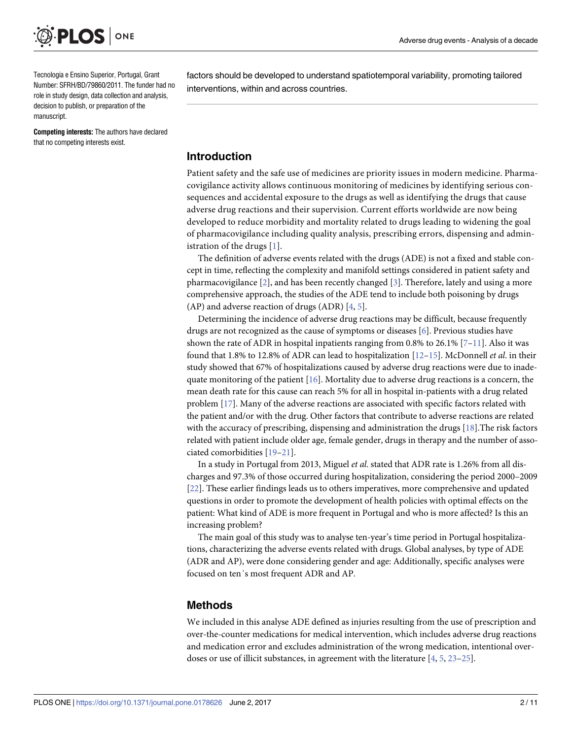Tecnologia e Ensino Superior, Portugal, Grant Number: SFRH/BD/79860/2011. The funder had no role in study design, data collection and analysis, decision to publish, or preparation of the manuscript.

**Competing interests:** The authors have declared that no competing interests exist.

factors should be developed to understand spatiotemporal variability, promoting tailored interventions, within and across countries.

## Introduction

Patient safety and the safe use of medicines are priority issues in modern medicine. Pharmacovigilance activity allows continuous monitoring of medicines by identifying serious consequences and accidental exposure to the drugs as well as identifying the drugs that cause adverse drug reactions and their supervision. Current efforts worldwide are now being developed to reduce morbidity and mortality related to drugs leading to widening the goal of pharmacovigilance including quality analysis, prescribing errors, dispensing and administration of the drugs [1].

The definition of adverse events related with the drugs (ADE) is not a fixed and stable concept in time, reflecting the complexity and manifold settings considered in patient safety and pharmacovigilance [2], and has been recently changed [3]. Therefore, lately and using a more comprehensive approach, the studies of the ADE tend to include both poisoning by drugs (AP) and adverse reaction of drugs (ADR) [4, 5].

Determining the incidence of adverse drug reactions may be difficult, because frequently drugs are not recognized as the cause of symptoms or diseases [6]. Previous studies have shown the rate of ADR in hospital inpatients ranging from 0.8% to 26.1% [7–11]. Also it was found that 1.8% to 12.8% of ADR can lead to hospitalization [12–15]. McDonnell *et al*. in their study showed that 67% of hospitalizations caused by adverse drug reactions were due to inadequate monitoring of the patient [16]. Mortality due to adverse drug reactions is a concern, the mean death rate for this cause can reach 5% for all in hospital in-patients with a drug related problem [17]. Many of the adverse reactions are associated with specific factors related with the patient and/or with the drug. Other factors that contribute to adverse reactions are related with the accuracy of prescribing, dispensing and administration the drugs [18].The risk factors related with patient include older age, female gender, drugs in therapy and the number of associated comorbidities [19–21].

In a study in Portugal from 2013, Miguel *et al*. stated that ADR rate is 1.26% from all discharges and 97.3% of those occurred during hospitalization, considering the period 2000–2009 [22]. These earlier findings leads us to others imperatives, more comprehensive and updated questions in order to promote the development of health policies with optimal effects on the patient: What kind of ADE is more frequent in Portugal and who is more affected? Is this an increasing problem?

The main goal of this study was to analyse ten-year's time period in Portugal hospitalizations, characterizing the adverse events related with drugs. Global analyses, by type of ADE (ADR and AP), were done considering gender and age: Additionally, specific analyses were focused on ten´s most frequent ADR and AP.

## Methods

We included in this analyse ADE defined as injuries resulting from the use of prescription and over-the-counter medications for medical intervention, which includes adverse drug reactions and medication error and excludes administration of the wrong medication, intentional overdoses or use of illicit substances, in agreement with the literature [4, 5, 23–25].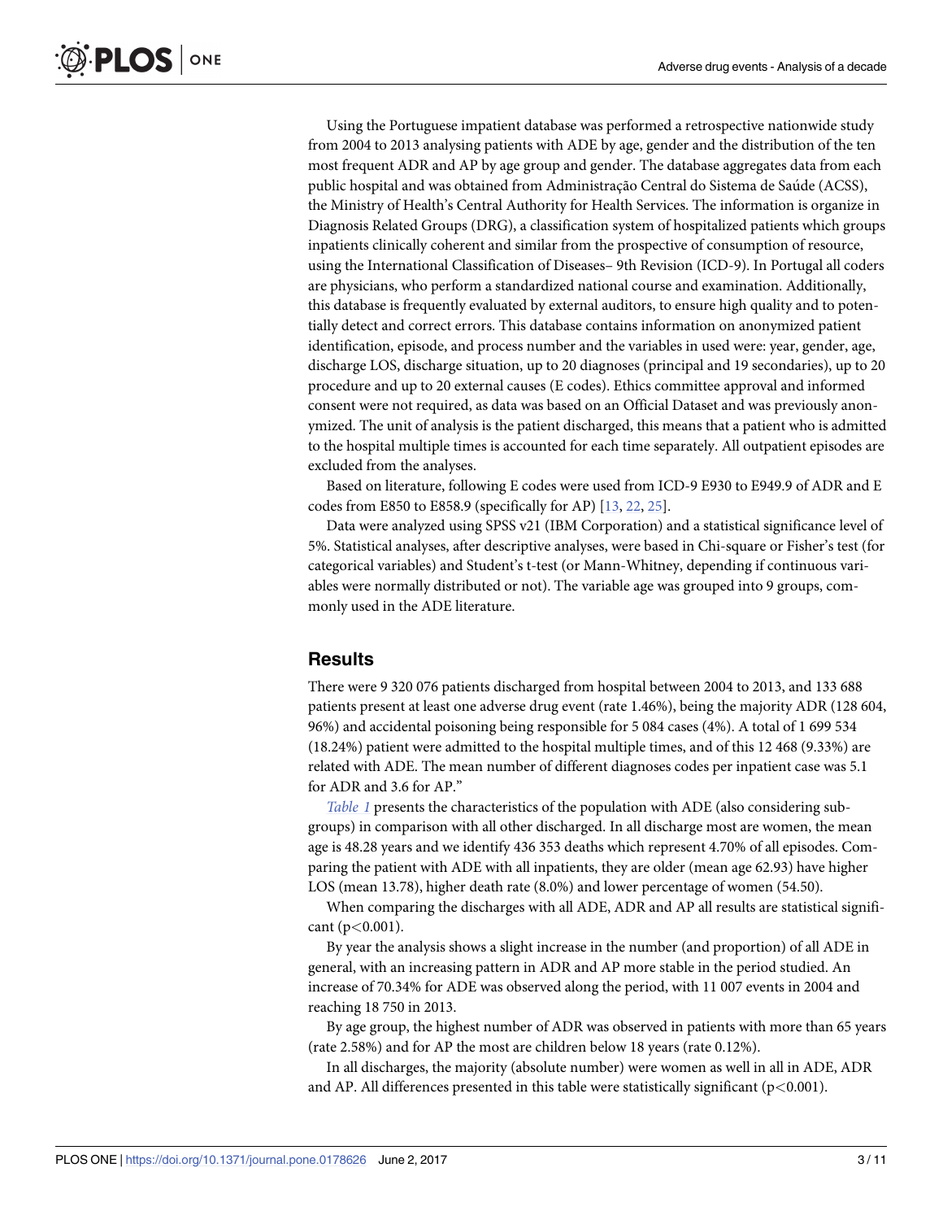Using the Portuguese inpatient database was performed a retrospective nationwide study from 2004 to 2013 analysing patients with ADE by age, gender and the distribution of the ten most frequent ADR and AP by age group and gender. The database aggregates data from each public hospital and was obtained from Administração Central do Sistema de Saúde (ACSS), the Ministry of Health's Central Authority for Health Services. The information is organize in Diagnosis Related Groups (DRG), a classification system of hospitalized patients which groups inpatients clinically coherent and similar from the prospective of consumption of resource, using the International Classification of Diseases– 9th Revision (ICD-9). In Portugal all coders are physicians, who perform a standardized national course and examination. Additionally, this database is frequently evaluated by external auditors, to ensure high quality and to potentially detect and correct errors. This database contains information on anonymized patient identification, episode, and process number and the variables in used were: year, gender, age, discharge LOS, discharge situation, up to 20 diagnoses (principal and 19 secondaries), up to 20 procedure and up to 20 external causes (E codes). Ethics committee approval and informed consent were not required, as data was based on an Official Dataset and was previously anonymized. The unit of analysis is the patient discharged, this means that a patient who is admitted to the hospital multiple times is accounted for each time separately. All outpatient episodes are excluded from the analyses.

Based on literature, following E codes were used from ICD-9 E930 to E949.9 of ADR and E codes from E850 to E858.9 (specifically for AP) [13, 22, 25].

Data were analyzed using SPSS v21 (IBM Corporation) and a statistical significance level of 5%. Statistical analyses, after descriptive analyses, were based in Chi-square or Fisher's test (for categorical variables) and Student's t-test (or Mann-Whitney, depending if continuous variables were normally distributed or not). The variable age was grouped into 9 groups, commonly used in the ADE literature.

## Results

There were 9 320 076 patients discharged from hospital between 2004 to 2013, and 133 688 patients present at least one adverse drug event (rate 1.46%), being the majority ADR (128 604, 96%) and accidental poisoning being responsible for 5 084 cases (4%). A total of 1 699 534 (18.24%) patient were admitted to the hospital multiple times, and of this 12 468 (9.33%) are related with ADE. The mean number of different diagnoses codes per inpatient case was 5.1 for ADR and 3.6 for AP."

*Table 1* presents the characteristics of the population with ADE (also considering subgroups) in comparison with all other discharged. In all discharge most are women, the mean age is 48.28 years and we identify 436 353 deaths which represent 4.70% of all episodes. Comparing the patient with ADE with all inpatients, they are older (mean age 62.93) have higher LOS (mean 13.78), higher death rate (8.0%) and lower percentage of women (54.50).

When comparing the discharges with all ADE, ADR and AP all results are statistical significant ($p<0.001$).

By year the analysis shows a slight increase in the number (and proportion) of all ADE in general, with an increasing pattern in ADR and AP more stable in the period studied. An increase of 70.34% for ADE was observed along the period, with 11 007 events in 2004 and reaching 18 750 in 2013.

By age group, the highest number of ADR was observed in patients with more than 65 years (rate 2.58%) and for AP the most are children below 18 years (rate 0.12%).

In all discharges, the majority (absolute number) were women as well in all in ADE, ADR and AP. All differences presented in this table were statistically significant ($p<0.001$).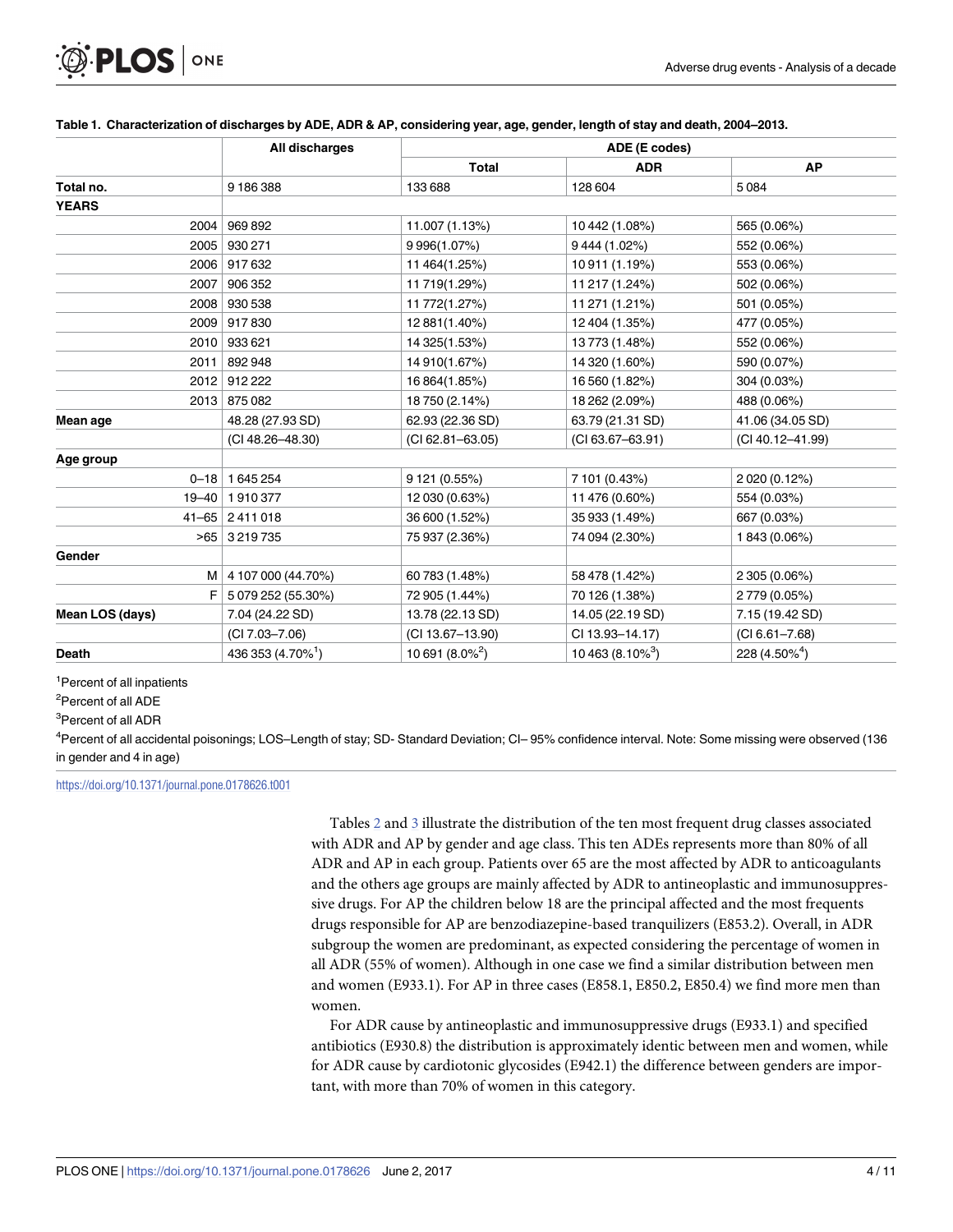**Table 1. Characterization of discharges by ADE, ADR & AP, considering year, age, gender, length of stay and death, 2004–2013.**

| | | All discharges | ADE (E codes) | | |
|---|---|---|---|---|---|
| | | | Total | ADR | AP |
| Total no. | | 9 186 388 | 133 688 | 128 604 | 5 084 |
| YEARS | | | | | |
| | 2004 | 969 892 | 11.007 (1.13%) | 10 442 (1.08%) | 565 (0.06%) |
| | 2005 | 930 271 | 9 996(1.07%) | 9 444 (1.02%) | 552 (0.06%) |
| | 2006 | 917 632 | 11 464(1.25%) | 10 911 (1.19%) | 553 (0.06%) |
| | 2007 | 906 352 | 11 719(1.29%) | 11 217 (1.24%) | 502 (0.06%) |
| | 2008 | 930 538 | 11 772(1.27%) | 11 271 (1.21%) | 501 (0.05%) |
| | 2009 | 917 830 | 12 881(1.40%) | 12 404 (1.35%) | 477 (0.05%) |
| | 2010 | 933 621 | 14 325(1.53%) | 13 773 (1.48%) | 552 (0.06%) |
| | 2011 | 892 948 | 14 910(1.67%) | 14 320 (1.60%) | 590 (0.07%) |
| | 2012 | 912 222 | 16 864(1.85%) | 16 560 (1.82%) | 304 (0.03%) |
| | 2013 | 875 082 | 18 750 (2.14%) | 18 262 (2.09%) | 488 (0.06%) |
| Mean age | | 48.28 (27.93 SD) | 62.93 (22.36 SD) | 63.79 (21.31 SD) | 41.06 (34.05 SD) |
| | | (CI 48.26–48.30) | (CI 62.81–63.05) | (CI 63.67–63.91) | (CI 40.12–41.99) |
| Age group | | | | | |
| | 0–18 | 1 645 254 | 9 121 (0.55%) | 7 101 (0.43%) | 2 020 (0.12%) |
| | 19–40 | 1 910 377 | 12 030 (0.63%) | 11 476 (0.60%) | 554 (0.03%) |
| | 41–65 | 2 411 018 | 36 600 (1.52%) | 35 933 (1.49%) | 667 (0.03%) |
| | >65 | 3 219 735 | 75 937 (2.36%) | 74 094 (2.30%) | 1 843 (0.06%) |
| Gender | | | | | |
| | M | 4 107 000 (44.70%) | 60 783 (1.48%) | 58 478 (1.42%) | 2 305 (0.06%) |
| | F | 5 079 252 (55.30%) | 72 905 (1.44%) | 70 126 (1.38%) | 2 779 (0.05%) |
| Mean LOS (days) | | 7.04 (24.22 SD) | 13.78 (22.13 SD) | 14.05 (22.19 SD) | 7.15 (19.42 SD) |
| | | (CI 7.03–7.06) | (CI 13.67–13.90) | CI 13.93–14.17) | (CI 6.61–7.68) |
| Death | | 436 353 (4.70%[1]) | 10 691 (8.0%[2]) | 10 463 (8.10%[3]) | 228 (4.50%[4]) |

[1]Percent of all inpatients

[2]Percent of all ADE

[3]Percent of all ADR

[4]Percent of all accidental poisonings; LOS–Length of stay; SD- Standard Deviation; CI– 95% confidence interval. Note: Some missing were observed (136 in gender and 4 in age)

https://doi.org/10.1371/journal.pone.0178626.t001

Tables 2 and 3 illustrate the distribution of the ten most frequent drug classes associated with ADR and AP by gender and age class. This ten ADEs represents more than 80% of all ADR and AP in each group. Patients over 65 are the most affected by ADR to anticoagulants and the others age groups are mainly affected by ADR to antineoplastic and immunosuppressive drugs. For AP the children below 18 are the principal affected and the most frequents drugs responsible for AP are benzodiazepine-based tranquilizers (E853.2). Overall, in ADR subgroup the women are predominant, as expected considering the percentage of women in all ADR (55% of women). Although in one case we find a similar distribution between men and women (E933.1). For AP in three cases (E858.1, E850.2, E850.4) we find more men than women.

For ADR cause by antineoplastic and immunosuppressive drugs (E933.1) and specified antibiotics (E930.8) the distribution is approximately identic between men and women, while for ADR cause by cardiotonic glycosides (E942.1) the difference between genders are important, with more than 70% of women in this category.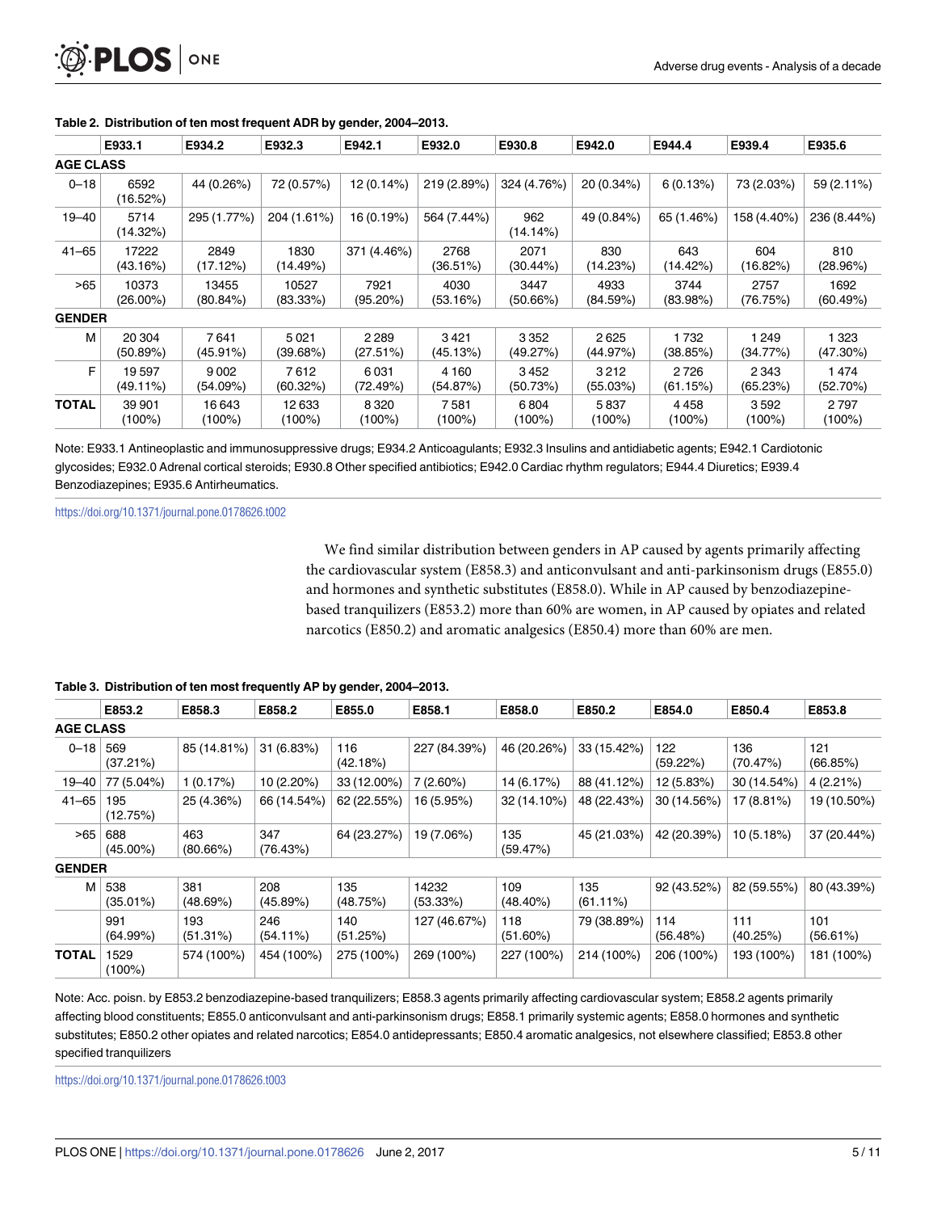**Table 2. Distribution of ten most frequent ADR by gender, 2004–2013.**

| | E933.1 | E934.2 | E932.3 | E942.1 | E932.0 | E930.8 | E942.0 | E944.4 | E939.4 | E935.6 |
|---|---|---|---|---|---|---|---|---|---|---|
| **AGE CLASS** | | | | | | | | | | |
| 0–18 | 6592 (16.52%) | 44 (0.26%) | 72 (0.57%) | 12 (0.14%) | 219 (2.89%) | 324 (4.76%) | 20 (0.34%) | 6 (0.13%) | 73 (2.03%) | 59 (2.11%) |
| 19–40 | 5714 (14.32%) | 295 (1.77%) | 204 (1.61%) | 16 (0.19%) | 564 (7.44%) | 962 (14.14%) | 49 (0.84%) | 65 (1.46%) | 158 (4.40%) | 236 (8.44%) |
| 41–65 | 17222 (43.16%) | 2849 (17.12%) | 1830 (14.49%) | 371 (4.46%) | 2768 (36.51%) | 2071 (30.44%) | 830 (14.23%) | 643 (14.42%) | 604 (16.82%) | 810 (28.96%) |
| >65 | 10373 (26.00%) | 13455 (80.84%) | 10527 (83.33%) | 7921 (95.20%) | 4030 (53.16%) | 3447 (50.66%) | 4933 (84.59%) | 3744 (83.98%) | 2757 (76.75%) | 1692 (60.49%) |
| **GENDER** | | | | | | | | | | |
| M | 20 304 (50.89%) | 7 641 (45.91%) | 5 021 (39.68%) | 2 289 (27.51%) | 3 421 (45.13%) | 3 352 (49.27%) | 2 625 (44.97%) | 1 732 (38.85%) | 1 249 (34.77%) | 1 323 (47.30%) |
| F | 19 597 (49.11%) | 9 002 (54.09%) | 7 612 (60.32%) | 6 031 (72.49%) | 4 160 (54.87%) | 3 452 (50.73%) | 3 212 (55.03%) | 2 726 (61.15%) | 2 343 (65.23%) | 1 474 (52.70%) |
| **TOTAL** | 39 901 (100%) | 16 643 (100%) | 12 633 (100%) | 8 320 (100%) | 7 581 (100%) | 6 804 (100%) | 5 837 (100%) | 4 458 (100%) | 3 592 (100%) | 2 797 (100%) |

Note: E933.1 Antineoplastic and immunosuppressive drugs; E934.2 Anticoagulants; E932.3 Insulins and antidiabetic agents; E942.1 Cardiotonic glycosides; E932.0 Adrenal cortical steroids; E930.8 Other specified antibiotics; E942.0 Cardiac rhythm regulators; E944.4 Diuretics; E939.4 Benzodiazepines; E935.6 Antirheumatics.

https://doi.org/10.1371/journal.pone.0178626.t002

We find similar distribution between genders in AP caused by agents primarily affecting the cardiovascular system (E858.3) and anticonvulsant and anti-parkinsonism drugs (E855.0) and hormones and synthetic substitutes (E858.0). While in AP caused by benzodiazepine-based tranquilizers (E853.2) more than 60% are women, in AP caused by opiates and related narcotics (E850.2) and aromatic analgesics (E850.4) more than 60% are men.

**Table 3. Distribution of ten most frequently AP by gender, 2004–2013.**

| | E853.2 | E858.3 | E858.2 | E855.0 | E858.1 | E858.0 | E850.2 | E854.0 | E850.4 | E853.8 |
|---|---|---|---|---|---|---|---|---|---|---|
| **AGE CLASS** | | | | | | | | | | |
| 0–18 | 569 (37.21%) | 85 (14.81%) | 31 (6.83%) | 116 (42.18%) | 227 (84.39%) | 46 (20.26%) | 33 (15.42%) | 122 (59.22%) | 136 (70.47%) | 121 (66.85%) |
| 19–40 | 77 (5.04%) | 1 (0.17%) | 10 (2.20%) | 33 (12.00%) | 7 (2.60%) | 14 (6.17%) | 88 (41.12%) | 12 (5.83%) | 30 (14.54%) | 4 (2.21%) |
| 41–65 | 195 (12.75%) | 25 (4.36%) | 66 (14.54%) | 62 (22.55%) | 16 (5.95%) | 32 (14.10%) | 48 (22.43%) | 30 (14.56%) | 17 (8.81%) | 19 (10.50%) |
| >65 | 688 (45.00%) | 463 (80.66%) | 347 (76.43%) | 64 (23.27%) | 19 (7.06%) | 135 (59.47%) | 45 (21.03%) | 42 (20.39%) | 10 (5.18%) | 37 (20.44%) |
| **GENDER** | | | | | | | | | | |
| M | 538 (35.01%) | 381 (48.69%) | 208 (45.89%) | 135 (48.75%) | 14232 (53.33%) | 109 (48.40%) | 135 (61.11%) | 92 (43.52%) | 82 (59.55%) | 80 (43.39%) |
| | 991 (64.99%) | 193 (51.31%) | 246 (54.11%) | 140 (51.25%) | 127 (46.67%) | 118 (51.60%) | 79 (38.89%) | 114 (56.48%) | 111 (40.25%) | 101 (56.61%) |
| **TOTAL** | 1529 (100%) | 574 (100%) | 454 (100%) | 275 (100%) | 269 (100%) | 227 (100%) | 214 (100%) | 206 (100%) | 193 (100%) | 181 (100%) |

Note: Acc. poisn. by E853.2 benzodiazepine-based tranquilizers; E858.3 agents primarily affecting cardiovascular system; E858.2 agents primarily affecting blood constituents; E855.0 anticonvulsant and anti-parkinsonism drugs; E858.1 primarily systemic agents; E858.0 hormones and synthetic substitutes; E850.2 other opiates and related narcotics; E854.0 antidepressants; E850.4 aromatic analgesics, not elsewhere classified; E853.8 other specified tranquilizers

https://doi.org/10.1371/journal.pone.0178626.t003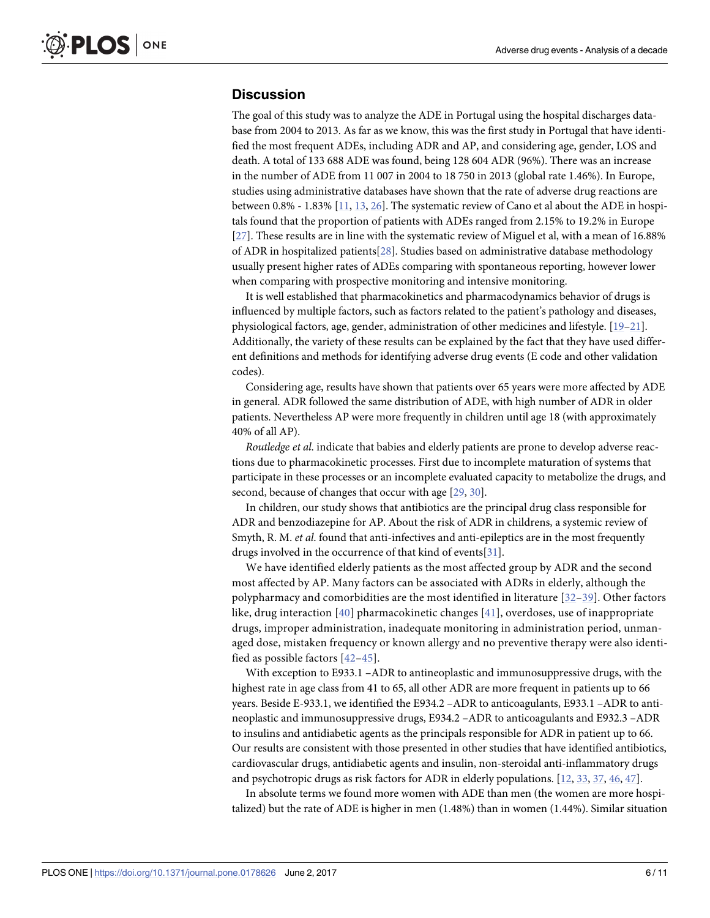## Discussion

The goal of this study was to analyze the ADE in Portugal using the hospital discharges database from 2004 to 2013. As far as we know, this was the first study in Portugal that have identified the most frequent ADEs, including ADR and AP, and considering age, gender, LOS and death. A total of 133 688 ADE was found, being 128 604 ADR (96%). There was an increase in the number of ADE from 11 007 in 2004 to 18 750 in 2013 (global rate 1.46%). In Europe, studies using administrative databases have shown that the rate of adverse drug reactions are between 0.8% - 1.83% [11, 13, 26]. The systematic review of Cano et al about the ADE in hospitals found that the proportion of patients with ADEs ranged from 2.15% to 19.2% in Europe [27]. These results are in line with the systematic review of Miguel et al, with a mean of 16.88% of ADR in hospitalized patients[28]. Studies based on administrative database methodology usually present higher rates of ADEs comparing with spontaneous reporting, however lower when comparing with prospective monitoring and intensive monitoring.

It is well established that pharmacokinetics and pharmacodynamics behavior of drugs is influenced by multiple factors, such as factors related to the patient's pathology and diseases, physiological factors, age, gender, administration of other medicines and lifestyle. [19–21]. Additionally, the variety of these results can be explained by the fact that they have used different definitions and methods for identifying adverse drug events (E code and other validation codes).

Considering age, results have shown that patients over 65 years were more affected by ADE in general. ADR followed the same distribution of ADE, with high number of ADR in older patients. Nevertheless AP were more frequently in children until age 18 (with approximately 40% of all AP).

*Routledge et al*. indicate that babies and elderly patients are prone to develop adverse reactions due to pharmacokinetic processes. First due to incomplete maturation of systems that participate in these processes or an incomplete evaluated capacity to metabolize the drugs, and second, because of changes that occur with age [29, 30].

In children, our study shows that antibiotics are the principal drug class responsible for ADR and benzodiazepine for AP. About the risk of ADR in childrens, a systemic review of Smyth, R. M. *et al*. found that anti-infectives and anti-epileptics are in the most frequently drugs involved in the occurrence of that kind of events[31].

We have identified elderly patients as the most affected group by ADR and the second most affected by AP. Many factors can be associated with ADRs in elderly, although the polypharmacy and comorbidities are the most identified in literature [32–39]. Other factors like, drug interaction [40] pharmacokinetic changes [41], overdoses, use of inappropriate drugs, improper administration, inadequate monitoring in administration period, unmanaged dose, mistaken frequency or known allergy and no preventive therapy were also identified as possible factors [42–45].

With exception to E933.1 –ADR to antineoplastic and immunosuppressive drugs, with the highest rate in age class from 41 to 65, all other ADR are more frequent in patients up to 66 years. Beside E-933.1, we identified the E934.2 –ADR to anticoagulants, E933.1 –ADR to antineoplastic and immunosuppressive drugs, E934.2 –ADR to anticoagulants and E932.3 –ADR to insulins and antidiabetic agents as the principals responsible for ADR in patient up to 66. Our results are consistent with those presented in other studies that have identified antibiotics, cardiovascular drugs, antidiabetic agents and insulin, non-steroidal anti-inflammatory drugs and psychotropic drugs as risk factors for ADR in elderly populations. [12, 33, 37, 46, 47].

In absolute terms we found more women with ADE than men (the women are more hospitalized) but the rate of ADE is higher in men (1.48%) than in women (1.44%). Similar situation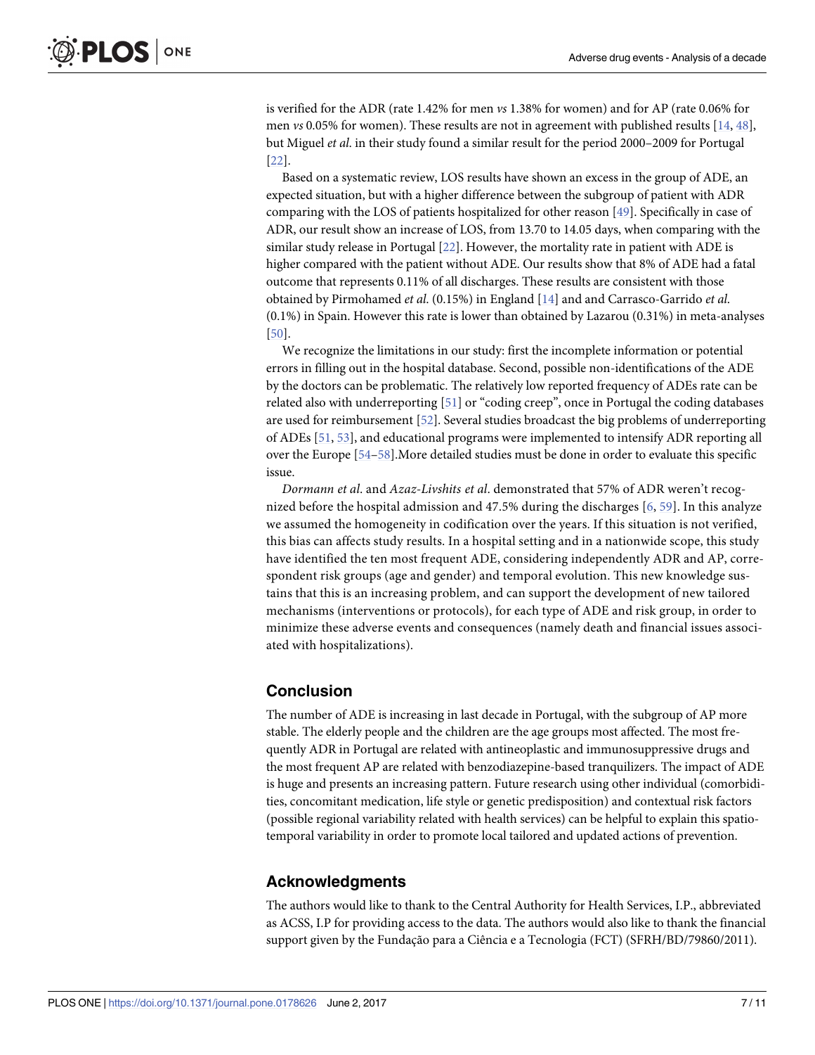is verified for the ADR (rate 1.42% for men *vs* 1.38% for women) and for AP (rate 0.06% for men *vs* 0.05% for women). These results are not in agreement with published results [14, 48], but Miguel *et al.* in their study found a similar result for the period 2000–2009 for Portugal [22].

Based on a systematic review, LOS results have shown an excess in the group of ADE, an expected situation, but with a higher difference between the subgroup of patient with ADR comparing with the LOS of patients hospitalized for other reason [49]. Specifically in case of ADR, our result show an increase of LOS, from 13.70 to 14.05 days, when comparing with the similar study release in Portugal [22]. However, the mortality rate in patient with ADE is higher compared with the patient without ADE. Our results show that 8% of ADE had a fatal outcome that represents 0.11% of all discharges. These results are consistent with those obtained by Pirmohamed *et al.* (0.15%) in England [14] and and Carrasco-Garrido *et al.* (0.1%) in Spain. However this rate is lower than obtained by Lazarou (0.31%) in meta-analyses [50].

We recognize the limitations in our study: first the incomplete information or potential errors in filling out in the hospital database. Second, possible non-identifications of the ADE by the doctors can be problematic. The relatively low reported frequency of ADEs rate can be related also with underreporting [51] or "coding creep", once in Portugal the coding databases are used for reimbursement [52]. Several studies broadcast the big problems of underreporting of ADEs [51, 53], and educational programs were implemented to intensify ADR reporting all over the Europe [54–58].More detailed studies must be done in order to evaluate this specific issue.

*Dormann et al.* and *Azaz-Livshits et al*. demonstrated that 57% of ADR weren't recognized before the hospital admission and 47.5% during the discharges [6, 59]. In this analyze we assumed the homogeneity in codification over the years. If this situation is not verified, this bias can affects study results. In a hospital setting and in a nationwide scope, this study have identified the ten most frequent ADE, considering independently ADR and AP, correspondent risk groups (age and gender) and temporal evolution. This new knowledge sustains that this is an increasing problem, and can support the development of new tailored mechanisms (interventions or protocols), for each type of ADE and risk group, in order to minimize these adverse events and consequences (namely death and financial issues associated with hospitalizations).

## Conclusion

The number of ADE is increasing in last decade in Portugal, with the subgroup of AP more stable. The elderly people and the children are the age groups most affected. The most frequently ADR in Portugal are related with antineoplastic and immunosuppressive drugs and the most frequent AP are related with benzodiazepine-based tranquilizers. The impact of ADE is huge and presents an increasing pattern. Future research using other individual (comorbidities, concomitant medication, life style or genetic predisposition) and contextual risk factors (possible regional variability related with health services) can be helpful to explain this spatio-temporal variability in order to promote local tailored and updated actions of prevention.

## Acknowledgments

The authors would like to thank to the Central Authority for Health Services, I.P., abbreviated as ACSS, I.P for providing access to the data. The authors would also like to thank the financial support given by the Fundação para a Ciência e a Tecnologia (FCT) (SFRH/BD/79860/2011).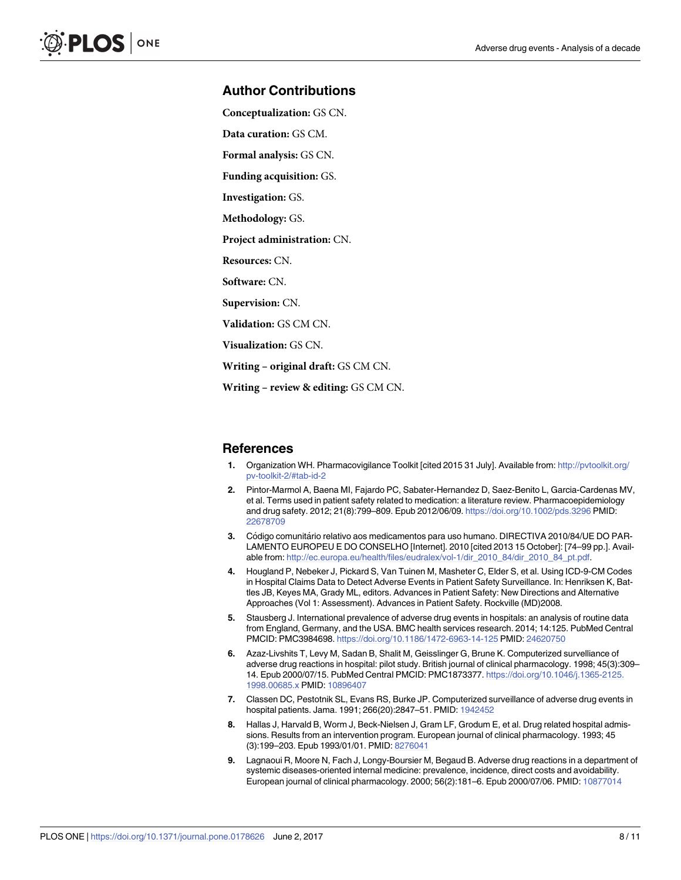## Author Contributions

**Conceptualization:** GS CN.

**Data curation:** GS CM.

**Formal analysis:** GS CN.

**Funding acquisition:** GS.

**Investigation:** GS.

**Methodology:** GS.

**Project administration:** CN.

**Resources:** CN.

**Software:** CN.

**Supervision:** CN.

**Validation:** GS CM CN.

**Visualization:** GS CN.

**Writing – original draft:** GS CM CN.

**Writing – review & editing:** GS CM CN.

## References

1. Organization WH. Pharmacovigilance Toolkit [cited 2015 31 July]. Available from: http://pvtoolkit.org/pv-toolkit-2/#tab-id-2
2. Pintor-Marmol A, Baena MI, Fajardo PC, Sabater-Hernandez D, Saez-Benito L, Garcia-Cardenas MV, et al. Terms used in patient safety related to medication: a literature review. Pharmacoepidemiology and drug safety. 2012; 21(8):799–809. Epub 2012/06/09. https://doi.org/10.1002/pds.3296 PMID: 22678709
3. Código comunitário relativo aos medicamentos para uso humano. DIRECTIVA 2010/84/UE DO PARLAMENTO EUROPEU E DO CONSELHO [Internet]. 2010 [cited 2013 15 October]: [74–99 pp.]. Available from: http://ec.europa.eu/health/files/eudralex/vol-1/dir_2010_84/dir_2010_84_pt.pdf.
4. Hougland P, Nebeker J, Pickard S, Van Tuinen M, Masheter C, Elder S, et al. Using ICD-9-CM Codes in Hospital Claims Data to Detect Adverse Events in Patient Safety Surveillance. In: Henriksen K, Battles JB, Keyes MA, Grady ML, editors. Advances in Patient Safety: New Directions and Alternative Approaches (Vol 1: Assessment). Advances in Patient Safety. Rockville (MD)2008.
5. Stausberg J. International prevalence of adverse drug events in hospitals: an analysis of routine data from England, Germany, and the USA. BMC health services research. 2014; 14:125. PubMed Central PMCID: PMC3984698. https://doi.org/10.1186/1472-6963-14-125 PMID: 24620750
6. Azaz-Livshits T, Levy M, Sadan B, Shalit M, Geisslinger G, Brune K. Computerized survelliance of adverse drug reactions in hospital: pilot study. British journal of clinical pharmacology. 1998; 45(3):309–14. Epub 2000/07/15. PubMed Central PMCID: PMC1873377. https://doi.org/10.1046/j.1365-2125.1998.00685.x PMID: 10896407
7. Classen DC, Pestotnik SL, Evans RS, Burke JP. Computerized surveillance of adverse drug events in hospital patients. Jama. 1991; 266(20):2847–51. PMID: 1942452
8. Hallas J, Harvald B, Worm J, Beck-Nielsen J, Gram LF, Grodum E, et al. Drug related hospital admissions. Results from an intervention program. European journal of clinical pharmacology. 1993; 45(3):199–203. Epub 1993/01/01. PMID: 8276041
9. Lagnaoui R, Moore N, Fach J, Longy-Boursier M, Begaud B. Adverse drug reactions in a department of systemic diseases-oriented internal medicine: prevalence, incidence, direct costs and avoidability. European journal of clinical pharmacology. 2000; 56(2):181–6. Epub 2000/07/06. PMID: 10877014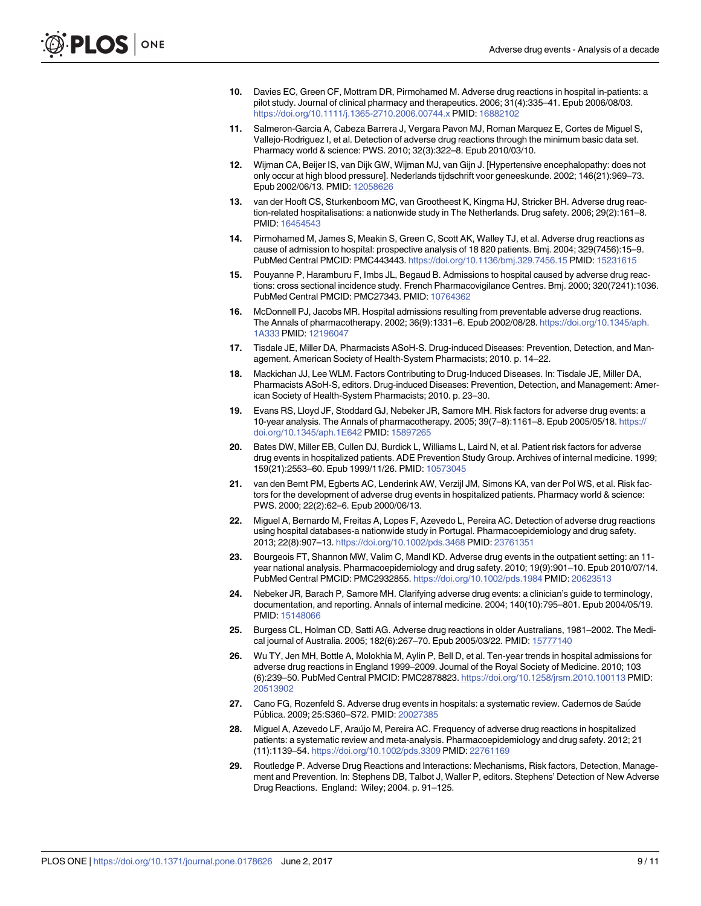10. Davies EC, Green CF, Mottram DR, Pirmohamed M. Adverse drug reactions in hospital in-patients: a pilot study. Journal of clinical pharmacy and therapeutics. 2006; 31(4):335–41. Epub 2006/08/03. https://doi.org/10.1111/j.1365-2710.2006.00744.x PMID: 16882102
11. Salmeron-Garcia A, Cabeza Barrera J, Vergara Pavon MJ, Roman Marquez E, Cortes de Miguel S, Vallejo-Rodriguez I, et al. Detection of adverse drug reactions through the minimum basic data set. Pharmacy world & science: PWS. 2010; 32(3):322–8. Epub 2010/03/10.
12. Wijman CA, Beijer IS, van Dijk GW, Wijman MJ, van Gijn J. [Hypertensive encephalopathy: does not only occur at high blood pressure]. Nederlands tijdschrift voor geneeskunde. 2002; 146(21):969–73. Epub 2002/06/13. PMID: 12058626
13. van der Hooft CS, Sturkenboom MC, van Grootheest K, Kingma HJ, Stricker BH. Adverse drug reaction-related hospitalisations: a nationwide study in The Netherlands. Drug safety. 2006; 29(2):161–8. PMID: 16454543
14. Pirmohamed M, James S, Meakin S, Green C, Scott AK, Walley TJ, et al. Adverse drug reactions as cause of admission to hospital: prospective analysis of 18 820 patients. Bmj. 2004; 329(7456):15–9. PubMed Central PMCID: PMC443443. https://doi.org/10.1136/bmj.329.7456.15 PMID: 15231615
15. Pouyanne P, Haramburu F, Imbs JL, Begaud B. Admissions to hospital caused by adverse drug reactions: cross sectional incidence study. French Pharmacovigilance Centres. Bmj. 2000; 320(7241):1036. PubMed Central PMCID: PMC27343. PMID: 10764362
16. McDonnell PJ, Jacobs MR. Hospital admissions resulting from preventable adverse drug reactions. The Annals of pharmacotherapy. 2002; 36(9):1331–6. Epub 2002/08/28. https://doi.org/10.1345/aph.1A333 PMID: 12196047
17. Tisdale JE, Miller DA, Pharmacists ASoH-S. Drug-induced Diseases: Prevention, Detection, and Management. American Society of Health-System Pharmacists; 2010. p. 14–22.
18. Mackichan JJ, Lee WLM. Factors Contributing to Drug-Induced Diseases. In: Tisdale JE, Miller DA, Pharmacists ASoH-S, editors. Drug-induced Diseases: Prevention, Detection, and Management: American Society of Health-System Pharmacists; 2010. p. 23–30.
19. Evans RS, Lloyd JF, Stoddard GJ, Nebeker JR, Samore MH. Risk factors for adverse drug events: a 10-year analysis. The Annals of pharmacotherapy. 2005; 39(7–8):1161–8. Epub 2005/05/18. https://doi.org/10.1345/aph.1E642 PMID: 15897265
20. Bates DW, Miller EB, Cullen DJ, Burdick L, Williams L, Laird N, et al. Patient risk factors for adverse drug events in hospitalized patients. ADE Prevention Study Group. Archives of internal medicine. 1999; 159(21):2553–60. Epub 1999/11/26. PMID: 10573045
21. van den Bemt PM, Egberts AC, Lenderink AW, Verzijl JM, Simons KA, van der Pol WS, et al. Risk factors for the development of adverse drug events in hospitalized patients. Pharmacy world & science: PWS. 2000; 22(2):62–6. Epub 2000/06/13.
22. Miguel A, Bernardo M, Freitas A, Lopes F, Azevedo L, Pereira AC. Detection of adverse drug reactions using hospital databases-a nationwide study in Portugal. Pharmacoepidemiology and drug safety. 2013; 22(8):907–13. https://doi.org/10.1002/pds.3468 PMID: 23761351
23. Bourgeois FT, Shannon MW, Valim C, Mandl KD. Adverse drug events in the outpatient setting: an 11-year national analysis. Pharmacoepidemiology and drug safety. 2010; 19(9):901–10. Epub 2010/07/14. PubMed Central PMCID: PMC2932855. https://doi.org/10.1002/pds.1984 PMID: 20623513
24. Nebeker JR, Barach P, Samore MH. Clarifying adverse drug events: a clinician's guide to terminology, documentation, and reporting. Annals of internal medicine. 2004; 140(10):795–801. Epub 2004/05/19. PMID: 15148066
25. Burgess CL, Holman CD, Satti AG. Adverse drug reactions in older Australians, 1981–2002. The Medical journal of Australia. 2005; 182(6):267–70. Epub 2005/03/22. PMID: 15777140
26. Wu TY, Jen MH, Bottle A, Molokhia M, Aylin P, Bell D, et al. Ten-year trends in hospital admissions for adverse drug reactions in England 1999–2009. Journal of the Royal Society of Medicine. 2010; 103 (6):239–50. PubMed Central PMCID: PMC2878823. https://doi.org/10.1258/jrsm.2010.100113 PMID: 20513902
27. Cano FG, Rozenfeld S. Adverse drug events in hospitals: a systematic review. Cadernos de Saúde Pública. 2009; 25:S360–S72. PMID: 20027385
28. Miguel A, Azevedo LF, Araújo M, Pereira AC. Frequency of adverse drug reactions in hospitalized patients: a systematic review and meta-analysis. Pharmacoepidemiology and drug safety. 2012; 21 (11):1139–54. https://doi.org/10.1002/pds.3309 PMID: 22761169
29. Routledge P. Adverse Drug Reactions and Interactions: Mechanisms, Risk factors, Detection, Management and Prevention. In: Stephens DB, Talbot J, Waller P, editors. Stephens' Detection of New Adverse Drug Reactions. England: Wiley; 2004. p. 91–125.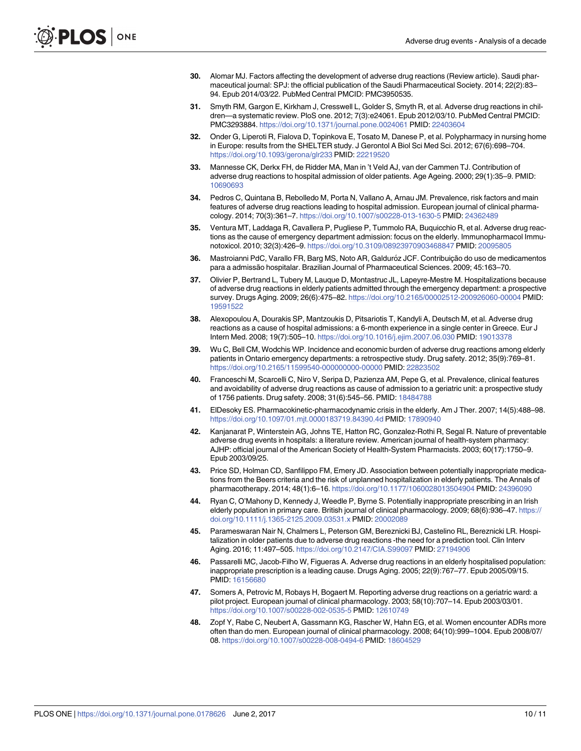30. Alomar MJ. Factors affecting the development of adverse drug reactions (Review article). Saudi pharmaceutical journal: SPJ: the official publication of the Saudi Pharmaceutical Society. 2014; 22(2):83–94. Epub 2014/03/22. PubMed Central PMCID: PMC3950535.

31. Smyth RM, Gargon E, Kirkham J, Cresswell L, Golder S, Smyth R, et al. Adverse drug reactions in children—a systematic review. PloS one. 2012; 7(3):e24061. Epub 2012/03/10. PubMed Central PMCID: PMC3293884. https://doi.org/10.1371/journal.pone.0024061 PMID: 22403604

32. Onder G, Liperoti R, Fialova D, Topinkova E, Tosato M, Danese P, et al. Polypharmacy in nursing home in Europe: results from the SHELTER study. J Gerontol A Biol Sci Med Sci. 2012; 67(6):698–704. https://doi.org/10.1093/gerona/glr233 PMID: 22219520

33. Mannesse CK, Derkx FH, de Ridder MA, Man in 't Veld AJ, van der Cammen TJ. Contribution of adverse drug reactions to hospital admission of older patients. Age Ageing. 2000; 29(1):35–9. PMID: 10690693

34. Pedros C, Quintana B, Rebolledo M, Porta N, Vallano A, Arnau JM. Prevalence, risk factors and main features of adverse drug reactions leading to hospital admission. European journal of clinical pharmacology. 2014; 70(3):361–7. https://doi.org/10.1007/s00228-013-1630-5 PMID: 24362489

35. Ventura MT, Laddaga R, Cavallera P, Pugliese P, Tummolo RA, Buquicchio R, et al. Adverse drug reactions as the cause of emergency department admission: focus on the elderly. Immunopharmacol Immunotoxicol. 2010; 32(3):426–9. https://doi.org/10.3109/08923970903468847 PMID: 20095805

36. Mastroianni PdC, Varallo FR, Barg MS, Noto AR, Galduróz JCF. Contribuição do uso de medicamentos para a admissão hospitalar. Brazilian Journal of Pharmaceutical Sciences. 2009; 45:163–70.

37. Olivier P, Bertrand L, Tubery M, Lauque D, Montastruc JL, Lapeyre-Mestre M. Hospitalizations because of adverse drug reactions in elderly patients admitted through the emergency department: a prospective survey. Drugs Aging. 2009; 26(6):475–82. https://doi.org/10.2165/00002512-200926060-00004 PMID: 19591522

38. Alexopoulou A, Dourakis SP, Mantzoukis D, Pitsariotis T, Kandyli A, Deutsch M, et al. Adverse drug reactions as a cause of hospital admissions: a 6-month experience in a single center in Greece. Eur J Intern Med. 2008; 19(7):505–10. https://doi.org/10.1016/j.ejim.2007.06.030 PMID: 19013378

39. Wu C, Bell CM, Wodchis WP. Incidence and economic burden of adverse drug reactions among elderly patients in Ontario emergency departments: a retrospective study. Drug safety. 2012; 35(9):769–81. https://doi.org/10.2165/11599540-000000000-00000 PMID: 22823502

40. Franceschi M, Scarcelli C, Niro V, Seripa D, Pazienza AM, Pepe G, et al. Prevalence, clinical features and avoidability of adverse drug reactions as cause of admission to a geriatric unit: a prospective study of 1756 patients. Drug safety. 2008; 31(6):545–56. PMID: 18484788

41. ElDesoky ES. Pharmacokinetic-pharmacodynamic crisis in the elderly. Am J Ther. 2007; 14(5):488–98. https://doi.org/10.1097/01.mjt.0000183719.84390.4d PMID: 17890940

42. Kanjanarat P, Winterstein AG, Johns TE, Hatton RC, Gonzalez-Rothi R, Segal R. Nature of preventable adverse drug events in hospitals: a literature review. American journal of health-system pharmacy: AJHP: official journal of the American Society of Health-System Pharmacists. 2003; 60(17):1750–9. Epub 2003/09/25.

43. Price SD, Holman CD, Sanfilippo FM, Emery JD. Association between potentially inappropriate medications from the Beers criteria and the risk of unplanned hospitalization in elderly patients. The Annals of pharmacotherapy. 2014; 48(1):6–16. https://doi.org/10.1177/1060028013504904 PMID: 24396090

44. Ryan C, O'Mahony D, Kennedy J, Weedle P, Byrne S. Potentially inappropriate prescribing in an Irish elderly population in primary care. British journal of clinical pharmacology. 2009; 68(6):936–47. https://doi.org/10.1111/j.1365-2125.2009.03531.x PMID: 20002089

45. Parameswaran Nair N, Chalmers L, Peterson GM, Bereznicki BJ, Castelino RL, Bereznicki LR. Hospitalization in older patients due to adverse drug reactions -the need for a prediction tool. Clin Interv Aging. 2016; 11:497–505. https://doi.org/10.2147/CIA.S99097 PMID: 27194906

46. Passarelli MC, Jacob-Filho W, Figueras A. Adverse drug reactions in an elderly hospitalised population: inappropriate prescription is a leading cause. Drugs Aging. 2005; 22(9):767–77. Epub 2005/09/15. PMID: 16156680

47. Somers A, Petrovic M, Robays H, Bogaert M. Reporting adverse drug reactions on a geriatric ward: a pilot project. European journal of clinical pharmacology. 2003; 58(10):707–14. Epub 2003/03/01. https://doi.org/10.1007/s00228-002-0535-5 PMID: 12610749

48. Zopf Y, Rabe C, Neubert A, Gassmann KG, Rascher W, Hahn EG, et al. Women encounter ADRs more often than do men. European journal of clinical pharmacology. 2008; 64(10):999–1004. Epub 2008/07/08. https://doi.org/10.1007/s00228-008-0494-6 PMID: 18604529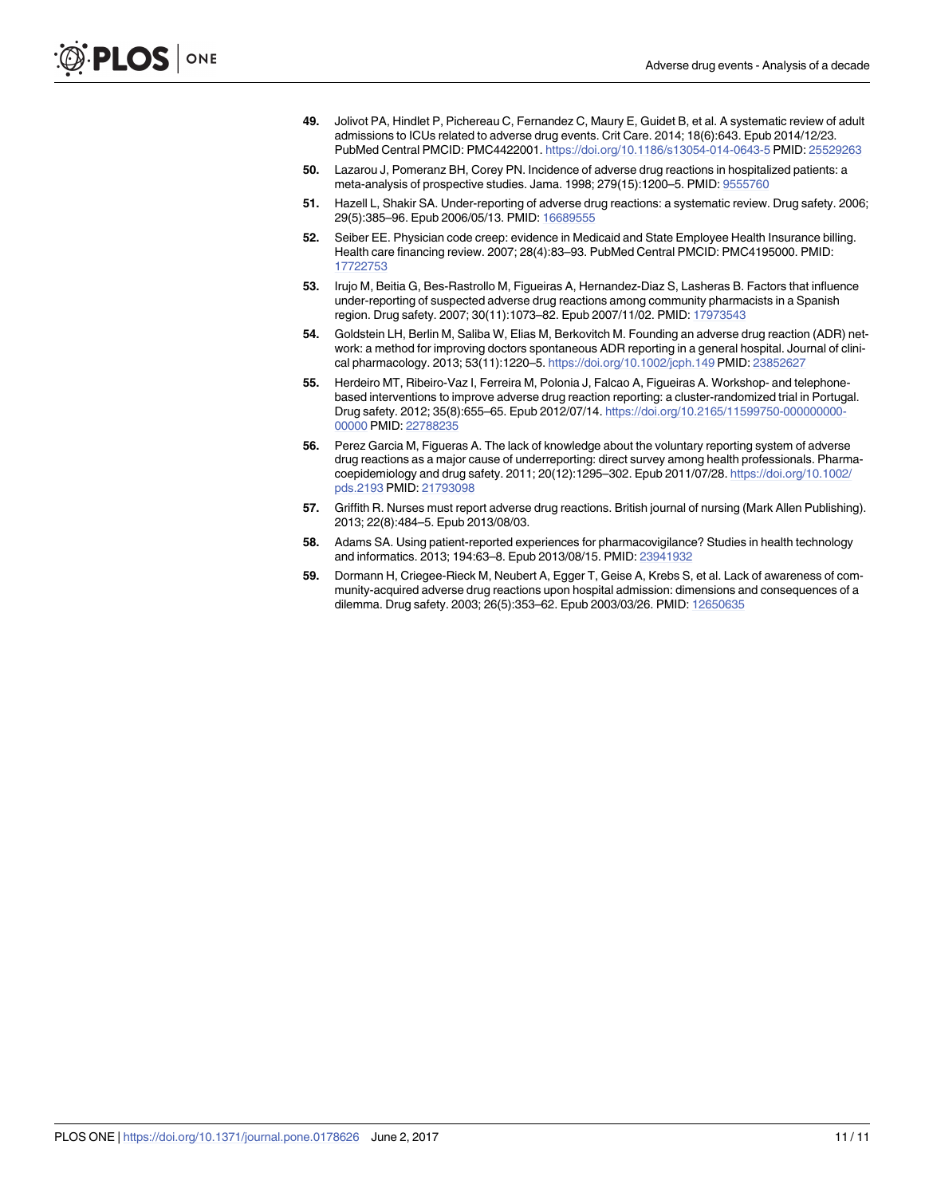49. Jolivot PA, Hindlet P, Pichereau C, Fernandez C, Maury E, Guidet B, et al. A systematic review of adult admissions to ICUs related to adverse drug events. Crit Care. 2014; 18(6):643. Epub 2014/12/23. PubMed Central PMCID: PMC4422001. https://doi.org/10.1186/s13054-014-0643-5 PMID: 25529263

50. Lazarou J, Pomeranz BH, Corey PN. Incidence of adverse drug reactions in hospitalized patients: a meta-analysis of prospective studies. Jama. 1998; 279(15):1200–5. PMID: 9555760

51. Hazell L, Shakir SA. Under-reporting of adverse drug reactions: a systematic review. Drug safety. 2006; 29(5):385–96. Epub 2006/05/13. PMID: 16689555

52. Seiber EE. Physician code creep: evidence in Medicaid and State Employee Health Insurance billing. Health care financing review. 2007; 28(4):83–93. PubMed Central PMCID: PMC4195000. PMID: 17722753

53. Irujo M, Beitia G, Bes-Rastrollo M, Figueiras A, Hernandez-Diaz S, Lasheras B. Factors that influence under-reporting of suspected adverse drug reactions among community pharmacists in a Spanish region. Drug safety. 2007; 30(11):1073–82. Epub 2007/11/02. PMID: 17973543

54. Goldstein LH, Berlin M, Saliba W, Elias M, Berkovitch M. Founding an adverse drug reaction (ADR) network: a method for improving doctors spontaneous ADR reporting in a general hospital. Journal of clinical pharmacology. 2013; 53(11):1220–5. https://doi.org/10.1002/jcph.149 PMID: 23852627

55. Herdeiro MT, Ribeiro-Vaz I, Ferreira M, Polonia J, Falcao A, Figueiras A. Workshop- and telephone-based interventions to improve adverse drug reaction reporting: a cluster-randomized trial in Portugal. Drug safety. 2012; 35(8):655–65. Epub 2012/07/14. https://doi.org/10.2165/11599750-000000000-00000 PMID: 22788235

56. Perez Garcia M, Figueras A. The lack of knowledge about the voluntary reporting system of adverse drug reactions as a major cause of underreporting: direct survey among health professionals. Pharmacoepidemiology and drug safety. 2011; 20(12):1295–302. Epub 2011/07/28. https://doi.org/10.1002/pds.2193 PMID: 21793098

57. Griffith R. Nurses must report adverse drug reactions. British journal of nursing (Mark Allen Publishing). 2013; 22(8):484–5. Epub 2013/08/03.

58. Adams SA. Using patient-reported experiences for pharmacovigilance? Studies in health technology and informatics. 2013; 194:63–8. Epub 2013/08/15. PMID: 23941932

59. Dormann H, Criegee-Rieck M, Neubert A, Egger T, Geise A, Krebs S, et al. Lack of awareness of community-acquired adverse drug reactions upon hospital admission: dimensions and consequences of a dilemma. Drug safety. 2003; 26(5):353–62. Epub 2003/03/26. PMID: 12650635